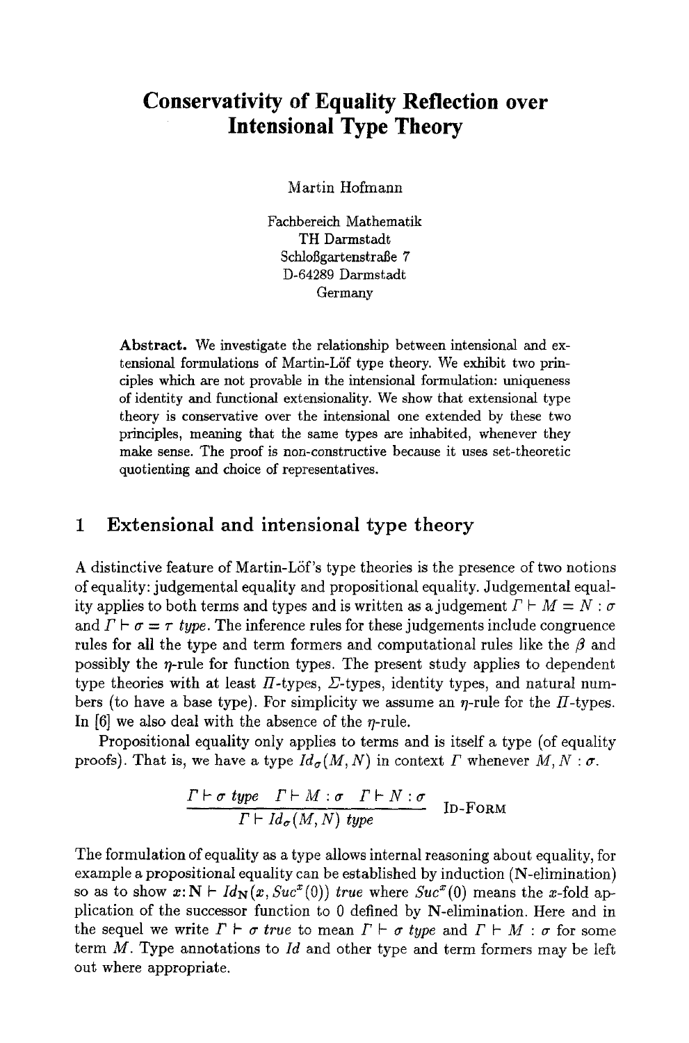# Conservativity of Equality Reflection over Intensional Type Theory

Martin Hofmann

Fachbereich Mathematik
TH Darmstadt
Schloßgartenstraße 7
D-64289 Darmstadt
Germany

**Abstract.** We investigate the relationship between intensional and extensional formulations of Martin-Löf type theory. We exhibit two principles which are not provable in the intensional formulation: uniqueness of identity and functional extensionality. We show that extensional type theory is conservative over the intensional one extended by these two principles, meaning that the same types are inhabited, whenever they make sense. The proof is non-constructive because it uses set-theoretic quotienting and choice of representatives.

## 1 Extensional and intensional type theory

A distinctive feature of Martin-Löf's type theories is the presence of two notions of equality: judgemental equality and propositional equality. Judgemental equality applies to both terms and types and is written as a judgement $\Gamma \vdash M = N : \sigma$ and $\Gamma \vdash \sigma = \tau$ *type*. The inference rules for these judgements include congruence rules for all the type and term formers and computational rules like the $\beta$ and possibly the $\eta$-rule for function types. The present study applies to dependent type theories with at least $\Pi$-types, $\Sigma$-types, identity types, and natural numbers (to have a base type). For simplicity we assume an $\eta$-rule for the $\Pi$-types. In [6] we also deal with the absence of the $\eta$-rule.

Propositional equality only applies to terms and is itself a type (of equality proofs). That is, we have a type $Id_\sigma(M, N)$ in context $\Gamma$ whenever $M, N : \sigma$.

$$\frac{\Gamma \vdash \sigma \ type \quad \Gamma \vdash M : \sigma \quad \Gamma \vdash N : \sigma}{\Gamma \vdash Id_\sigma(M, N) \ type} \ \text{Id-Form}$$

The formulation of equality as a type allows internal reasoning about equality, for example a propositional equality can be established by induction (N-elimination) so as to show $x{:}\mathbf{N} \vdash Id_{\mathbf{N}}(x, Suc^x(0))$ *true* where $Suc^x(0)$ means the $x$-fold application of the successor function to 0 defined by N-elimination. Here and in the sequel we write $\Gamma \vdash \sigma$ *true* to mean $\Gamma \vdash \sigma$ *type* and $\Gamma \vdash M : \sigma$ for some term $M$. Type annotations to $Id$ and other type and term formers may be left out where appropriate.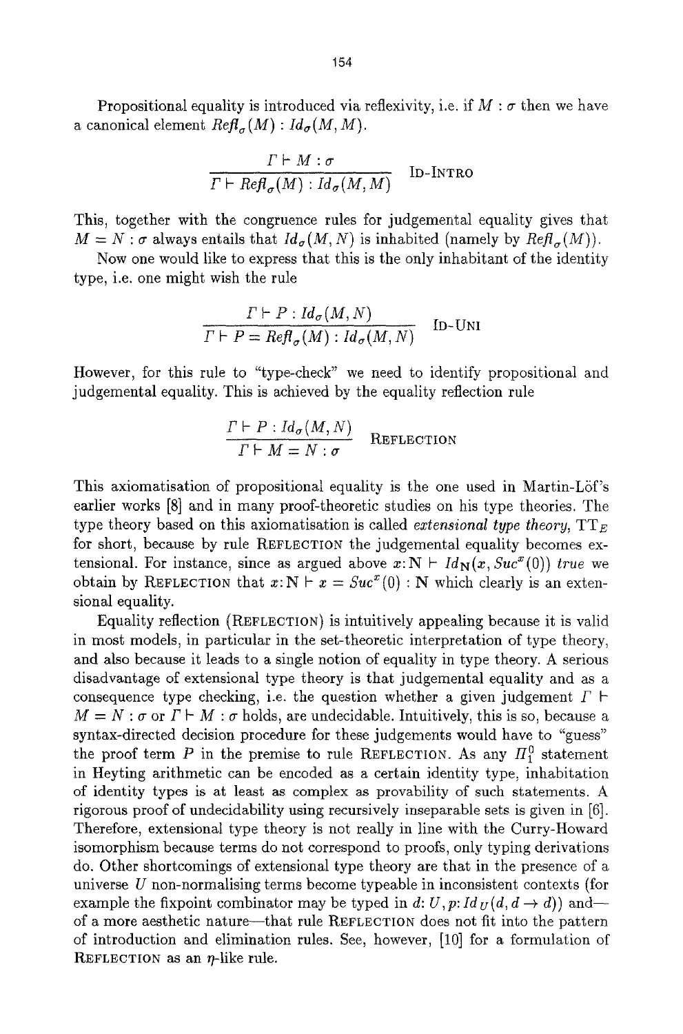Propositional equality is introduced via reflexivity, i.e. if $M : \sigma$ then we have a canonical element $\mathit{Refl}_\sigma(M) : \mathit{Id}_\sigma(M, M)$.

$$\frac{\Gamma \vdash M : \sigma}{\Gamma \vdash \mathit{Refl}_\sigma(M) : \mathit{Id}_\sigma(M, M)} \ \text{ID-INTRO}$$

This, together with the congruence rules for judgemental equality gives that $M = N : \sigma$ always entails that $\mathit{Id}_\sigma(M, N)$ is inhabited (namely by $\mathit{Refl}_\sigma(M)$).

Now one would like to express that this is the only inhabitant of the identity type, i.e. one might wish the rule

$$\frac{\Gamma \vdash P : \mathit{Id}_\sigma(M, N)}{\Gamma \vdash P = \mathit{Refl}_\sigma(M) : \mathit{Id}_\sigma(M, N)} \ \text{ID-UNI}$$

However, for this rule to "type-check" we need to identify propositional and judgemental equality. This is achieved by the equality reflection rule

$$\frac{\Gamma \vdash P : \mathit{Id}_\sigma(M, N)}{\Gamma \vdash M = N : \sigma} \ \text{REFLECTION}$$

This axiomatisation of propositional equality is the one used in Martin-Löf's earlier works [8] and in many proof-theoretic studies on his type theories. The type theory based on this axiomatisation is called *extensional type theory*, $\mathrm{TT}_E$ for short, because by rule REFLECTION the judgemental equality becomes extensional. For instance, since as argued above $x{:}\mathbf{N} \vdash \mathit{Id}_{\mathbf{N}}(x, \mathit{Suc}^x(0))$ *true* we obtain by REFLECTION that $x{:}\mathbf{N} \vdash x = \mathit{Suc}^x(0) : \mathbf{N}$ which clearly is an extensional equality.

Equality reflection (REFLECTION) is intuitively appealing because it is valid in most models, in particular in the set-theoretic interpretation of type theory, and also because it leads to a single notion of equality in type theory. A serious disadvantage of extensional type theory is that judgemental equality and as a consequence type checking, i.e. the question whether a given judgement $\Gamma \vdash M = N : \sigma$ or $\Gamma \vdash M : \sigma$ holds, are undecidable. Intuitively, this is so, because a syntax-directed decision procedure for these judgements would have to "guess" the proof term $P$ in the premise to rule REFLECTION. As any $\Pi^0_1$ statement in Heyting arithmetic can be encoded as a certain identity type, inhabitation of identity types is at least as complex as provability of such statements. A rigorous proof of undecidability using recursively inseparable sets is given in [6]. Therefore, extensional type theory is not really in line with the Curry-Howard isomorphism because terms do not correspond to proofs, only typing derivations do. Other shortcomings of extensional type theory are that in the presence of a universe $U$ non-normalising terms become typeable in inconsistent contexts (for example the fixpoint combinator may be typed in $d{:}\, U, p{:}\, \mathit{Id}_U(d, d \to d)$) and—of a more aesthetic nature—that rule REFLECTION does not fit into the pattern of introduction and elimination rules. See, however, [10] for a formulation of REFLECTION as an $\eta$-like rule.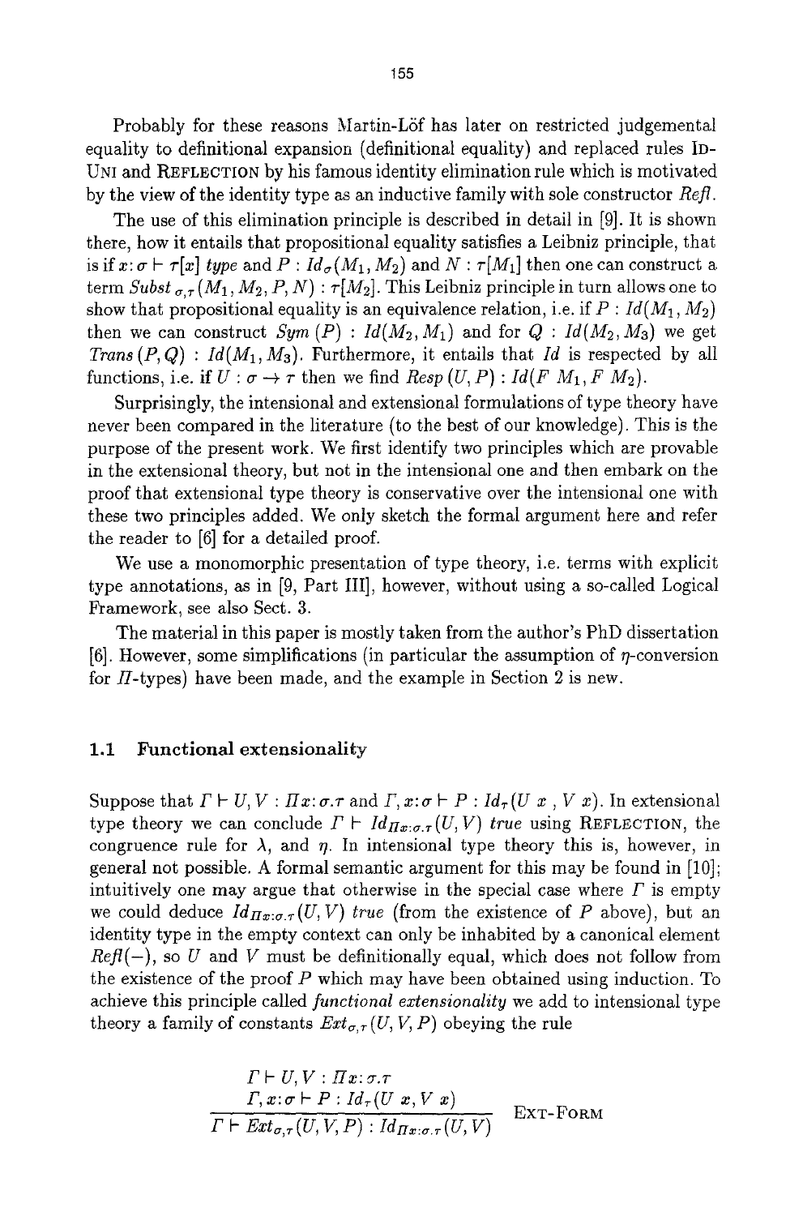Probably for these reasons Martin-Löf has later on restricted judgemental equality to definitional expansion (definitional equality) and replaced rules ID-UNI and REFLECTION by his famous identity elimination rule which is motivated by the view of the identity type as an inductive family with sole constructor *Refl*.

The use of this elimination principle is described in detail in [9]. It is shown there, how it entails that propositional equality satisfies a Leibniz principle, that is if $x{:}\sigma \vdash \tau[x]$ *type* and $P : Id_\sigma(M_1, M_2)$ and $N : \tau[M_1]$ then one can construct a term $Subst_{\sigma,\tau}(M_1, M_2, P, N) : \tau[M_2]$. This Leibniz principle in turn allows one to show that propositional equality is an equivalence relation, i.e. if $P : Id(M_1, M_2)$ then we can construct $Sym(P) : Id(M_2, M_1)$ and for $Q : Id(M_2, M_3)$ we get $Trans(P, Q) : Id(M_1, M_3)$. Furthermore, it entails that *Id* is respected by all functions, i.e. if $U : \sigma \to \tau$ then we find $Resp(U, P) : Id(F\ M_1, F\ M_2)$.

Surprisingly, the intensional and extensional formulations of type theory have never been compared in the literature (to the best of our knowledge). This is the purpose of the present work. We first identify two principles which are provable in the extensional theory, but not in the intensional one and then embark on the proof that extensional type theory is conservative over the intensional one with these two principles added. We only sketch the formal argument here and refer the reader to [6] for a detailed proof.

We use a monomorphic presentation of type theory, i.e. terms with explicit type annotations, as in [9, Part III], however, without using a so-called Logical Framework, see also Sect. 3.

The material in this paper is mostly taken from the author's PhD dissertation [6]. However, some simplifications (in particular the assumption of $\eta$-conversion for $\Pi$-types) have been made, and the example in Section 2 is new.

### 1.1 Functional extensionality

Suppose that $\Gamma \vdash U, V : \Pi x{:}\sigma.\tau$ and $\Gamma, x{:}\sigma \vdash P : Id_\tau(U\ x\ , V\ x)$. In extensional type theory we can conclude $\Gamma \vdash Id_{\Pi x:\sigma.\tau}(U, V)$ *true* using REFLECTION, the congruence rule for $\lambda$, and $\eta$. In intensional type theory this is, however, in general not possible. A formal semantic argument for this may be found in [10]; intuitively one may argue that otherwise in the special case where $\Gamma$ is empty we could deduce $Id_{\Pi x:\sigma.\tau}(U, V)$ *true* (from the existence of $P$ above), but an identity type in the empty context can only be inhabited by a canonical element *Refl*(−), so $U$ and $V$ must be definitionally equal, which does not follow from the existence of the proof $P$ which may have been obtained using induction. To achieve this principle called *functional extensionality* we add to intensional type theory a family of constants $Ext_{\sigma,\tau}(U, V, P)$ obeying the rule

$$\frac{\Gamma \vdash U, V : \Pi x{:}\sigma.\tau \qquad \Gamma, x{:}\sigma \vdash P : Id_\tau(U\ x, V\ x)}{\Gamma \vdash Ext_{\sigma,\tau}(U, V, P) : Id_{\Pi x:\sigma.\tau}(U, V)}\ \text{EXT-FORM}$$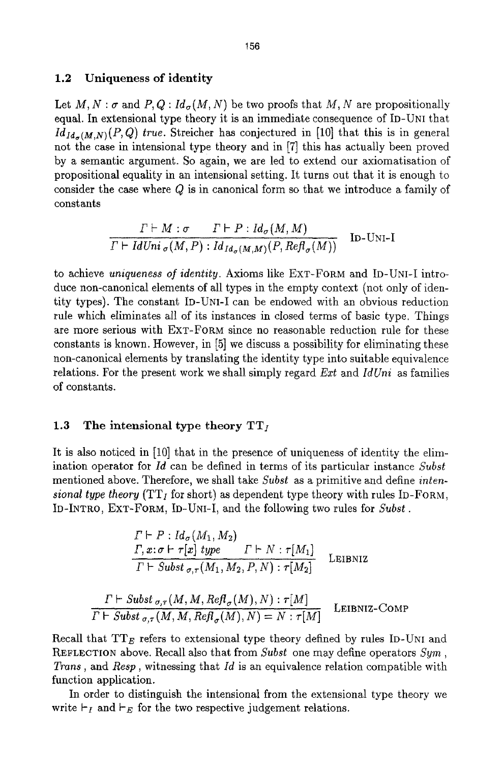### 1.2 Uniqueness of identity

Let $M, N : \sigma$ and $P, Q : Id_\sigma(M, N)$ be two proofs that $M, N$ are propositionally equal. In extensional type theory it is an immediate consequence of ID-UNI that $Id_{Id_\sigma(M,N)}(P, Q)$ *true*. Streicher has conjectured in [10] that this is in general not the case in intensional type theory and in [7] this has actually been proved by a semantic argument. So again, we are led to extend our axiomatisation of propositional equality in an intensional setting. It turns out that it is enough to consider the case where $Q$ is in canonical form so that we introduce a family of constants

$$\frac{\Gamma \vdash M : \sigma \qquad \Gamma \vdash P : Id_\sigma(M, M)}{\Gamma \vdash \mathit{IdUni}_\sigma(M, P) : Id_{Id_\sigma(M,M)}(P, \mathit{Refl}_\sigma(M))} \quad \text{ID-UNI-I}$$

to achieve *uniqueness of identity*. Axioms like EXT-FORM and ID-UNI-I introduce non-canonical elements of all types in the empty context (not only of identity types). The constant ID-UNI-I can be endowed with an obvious reduction rule which eliminates all of its instances in closed terms of basic type. Things are more serious with EXT-FORM since no reasonable reduction rule for these constants is known. However, in [5] we discuss a possibility for eliminating these non-canonical elements by translating the identity type into suitable equivalence relations. For the present work we shall simply regard *Ext* and *IdUni* as families of constants.

### 1.3 The intensional type theory $\mathrm{TT}_I$

It is also noticed in [10] that in the presence of uniqueness of identity the elimination operator for *Id* can be defined in terms of its particular instance *Subst* mentioned above. Therefore, we shall take *Subst* as a primitive and define *intensional type theory* ($\mathrm{TT}_I$ for short) as dependent type theory with rules ID-FORM, ID-INTRO, EXT-FORM, ID-UNI-I, and the following two rules for *Subst*.

$$\frac{\begin{array}{l}\Gamma \vdash P : Id_\sigma(M_1, M_2) \\ \Gamma, x{:}\sigma \vdash \tau[x] \ \mathit{type} \qquad \Gamma \vdash N : \tau[M_1]\end{array}}{\Gamma \vdash \mathit{Subst}_{\sigma,\tau}(M_1, M_2, P, N) : \tau[M_2]} \quad \text{LEIBNIZ}$$

$$\frac{\Gamma \vdash \mathit{Subst}_{\sigma,\tau}(M, M, \mathit{Refl}_\sigma(M), N) : \tau[M]}{\Gamma \vdash \mathit{Subst}_{\sigma,\tau}(M, M, \mathit{Refl}_\sigma(M), N) = N : \tau[M]} \quad \text{LEIBNIZ-COMP}$$

Recall that $\mathrm{TT}_E$ refers to extensional type theory defined by rules ID-UNI and REFLECTION above. Recall also that from *Subst* one may define operators *Sym*, *Trans*, and *Resp*, witnessing that *Id* is an equivalence relation compatible with function application.

In order to distinguish the intensional from the extensional type theory we write $\vdash_I$ and $\vdash_E$ for the two respective judgement relations.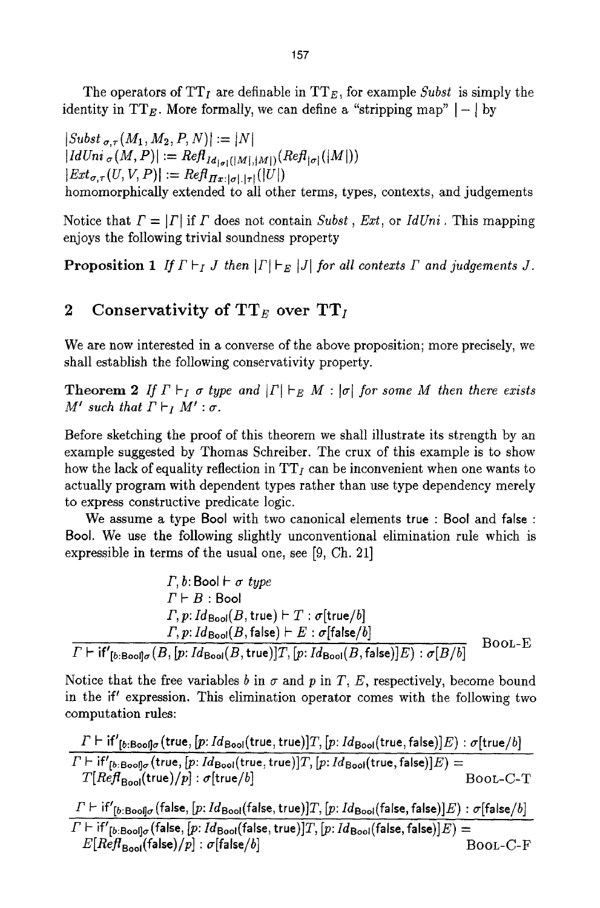The operators of $\mathrm{TT}_I$ are definable in $\mathrm{TT}_E$, for example *Subst* is simply the identity in $\mathrm{TT}_E$. More formally, we can define a "stripping map" $|-|$ by

$|Subst_{\sigma,\tau}(M_1, M_2, P, N)| := |N|$
$|IdUni_{\sigma}(M, P)| := Refl_{Id_{|\sigma|}(|M|,|M|)}(Refl_{|\sigma|}(|M|))$
$|Ext_{\sigma,\tau}(U, V, P)| := Refl_{\Pi x:|\sigma|.|\tau|}(|U|)$
homomorphically extended to all other terms, types, contexts, and judgements

Notice that $\Gamma = |\Gamma|$ if $\Gamma$ does not contain *Subst*, *Ext*, or *IdUni*. This mapping enjoys the following trivial soundness property

**Proposition 1** *If $\Gamma \vdash_I J$ then $|\Gamma| \vdash_E |J|$ for all contexts $\Gamma$ and judgements $J$.*

## 2 Conservativity of $\mathrm{TT}_E$ over $\mathrm{TT}_I$

We are now interested in a converse of the above proposition; more precisely, we shall establish the following conservativity property.

**Theorem 2** *If $\Gamma \vdash_I \sigma$ type and $|\Gamma| \vdash_E M : |\sigma|$ for some $M$ then there exists $M'$ such that $\Gamma \vdash_I M' : \sigma$.*

Before sketching the proof of this theorem we shall illustrate its strength by an example suggested by Thomas Schreiber. The crux of this example is to show how the lack of equality reflection in $\mathrm{TT}_I$ can be inconvenient when one wants to actually program with dependent types rather than use type dependency merely to express constructive predicate logic.

We assume a type Bool with two canonical elements true : Bool and false : Bool. We use the following slightly unconventional elimination rule which is expressible in terms of the usual one, see [9, Ch. 21]

$$\frac{\begin{array}{l}\Gamma, b{:}\,\mathsf{Bool} \vdash \sigma\ type\\ \Gamma \vdash B : \mathsf{Bool}\\ \Gamma, p{:}\,Id_{\mathsf{Bool}}(B, \mathsf{true}) \vdash T : \sigma[\mathsf{true}/b]\\ \Gamma, p{:}\,Id_{\mathsf{Bool}}(B, \mathsf{false}) \vdash E : \sigma[\mathsf{false}/b]\end{array}}{\Gamma \vdash \mathsf{if}'_{[b:\mathsf{Bool}]\sigma}(B, [p{:}\,Id_{\mathsf{Bool}}(B, \mathsf{true})]T, [p{:}\,Id_{\mathsf{Bool}}(B, \mathsf{false})]E) : \sigma[B/b]}\ \textsc{Bool-E}$$

Notice that the free variables $b$ in $\sigma$ and $p$ in $T$, $E$, respectively, become bound in the if$'$ expression. This elimination operator comes with the following two computation rules:

$$\frac{\Gamma \vdash \mathsf{if}'_{[b:\mathsf{Bool}]\sigma}(\mathsf{true}, [p{:}\,Id_{\mathsf{Bool}}(\mathsf{true}, \mathsf{true})]T, [p{:}\,Id_{\mathsf{Bool}}(\mathsf{true}, \mathsf{false})]E) : \sigma[\mathsf{true}/b]}{\begin{array}{l}\Gamma \vdash \mathsf{if}'_{[b:\mathsf{Bool}]\sigma}(\mathsf{true}, [p{:}\,Id_{\mathsf{Bool}}(\mathsf{true}, \mathsf{true})]T, [p{:}\,Id_{\mathsf{Bool}}(\mathsf{true}, \mathsf{false})]E) =\\ \quad T[Refl_{\mathsf{Bool}}(\mathsf{true})/p] : \sigma[\mathsf{true}/b]\end{array}}\ \textsc{Bool-C-T}$$

$$\frac{\Gamma \vdash \mathsf{if}'_{[b:\mathsf{Bool}]\sigma}(\mathsf{false}, [p{:}\,Id_{\mathsf{Bool}}(\mathsf{false}, \mathsf{true})]T, [p{:}\,Id_{\mathsf{Bool}}(\mathsf{false}, \mathsf{false})]E) : \sigma[\mathsf{false}/b]}{\begin{array}{l}\Gamma \vdash \mathsf{if}'_{[b:\mathsf{Bool}]\sigma}(\mathsf{false}, [p{:}\,Id_{\mathsf{Bool}}(\mathsf{false}, \mathsf{true})]T, [p{:}\,Id_{\mathsf{Bool}}(\mathsf{false}, \mathsf{false})]E) =\\ \quad E[Refl_{\mathsf{Bool}}(\mathsf{false})/p] : \sigma[\mathsf{false}/b]\end{array}}\ \textsc{Bool-C-F}$$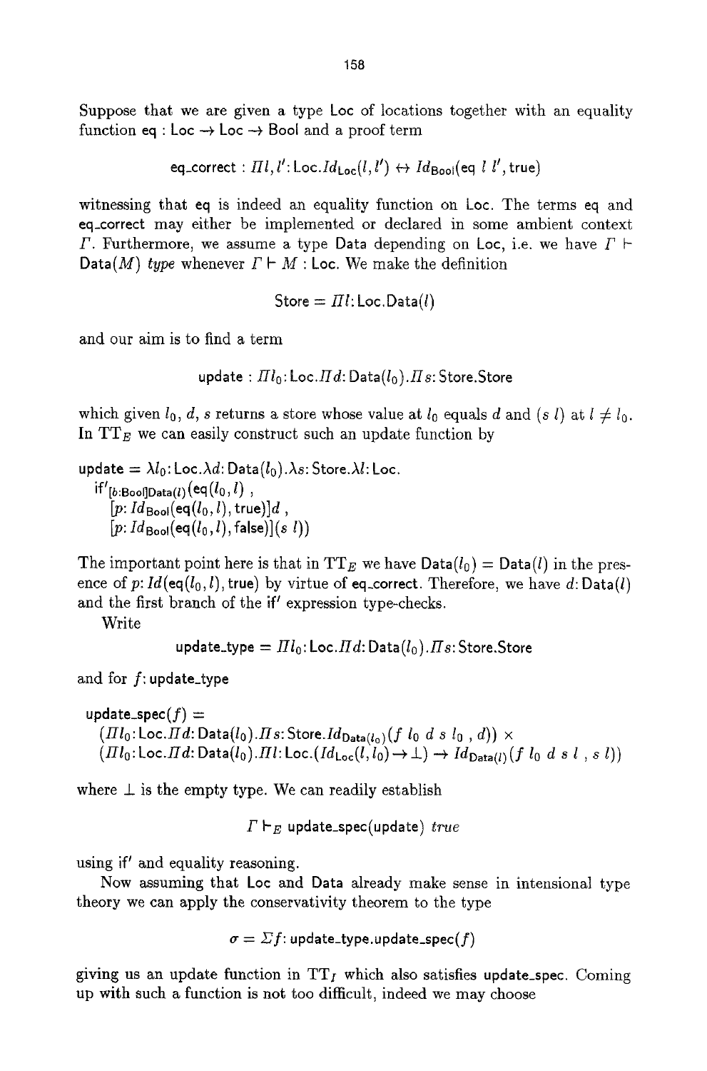Suppose that we are given a type Loc of locations together with an equality function $\mathsf{eq} : \mathsf{Loc} \rightarrow \mathsf{Loc} \rightarrow \mathsf{Bool}$ and a proof term

$$\mathsf{eq\_correct} : \Pi l, l' : \mathsf{Loc}. \mathit{Id}_{\mathsf{Loc}}(l, l') \leftrightarrow \mathit{Id}_{\mathsf{Bool}}(\mathsf{eq}\ l\ l', \mathsf{true})$$

witnessing that eq is indeed an equality function on Loc. The terms eq and eq_correct may either be implemented or declared in some ambient context $\Gamma$. Furthermore, we assume a type Data depending on Loc, i.e. we have $\Gamma \vdash \mathsf{Data}(M)$ *type* whenever $\Gamma \vdash M : \mathsf{Loc}$. We make the definition

$$\mathsf{Store} = \Pi l : \mathsf{Loc}. \mathsf{Data}(l)$$

and our aim is to find a term

$$\mathsf{update} : \Pi l_0 : \mathsf{Loc}. \Pi d : \mathsf{Data}(l_0). \Pi s : \mathsf{Store}. \mathsf{Store}$$

which given $l_0$, $d$, $s$ returns a store whose value at $l_0$ equals $d$ and $(s\ l)$ at $l \neq l_0$. In $\mathrm{TT}_E$ we can easily construct such an update function by

$$\begin{aligned}
&\mathsf{update} = \lambda l_0 : \mathsf{Loc}. \lambda d : \mathsf{Data}(l_0). \lambda s : \mathsf{Store}. \lambda l : \mathsf{Loc}. \\
&\quad \mathsf{if}'_{[b:\mathsf{Bool}]\mathsf{Data}(l)}(\mathsf{eq}(l_0, l)\ , \\
&\quad\quad [p : \mathit{Id}_{\mathsf{Bool}}(\mathsf{eq}(l_0, l), \mathsf{true})]d\ , \\
&\quad\quad [p : \mathit{Id}_{\mathsf{Bool}}(\mathsf{eq}(l_0, l), \mathsf{false})](s\ l))
\end{aligned}$$

The important point here is that in $\mathrm{TT}_E$ we have $\mathsf{Data}(l_0) = \mathsf{Data}(l)$ in the presence of $p : \mathit{Id}(\mathsf{eq}(l_0, l), \mathsf{true})$ by virtue of eq_correct. Therefore, we have $d : \mathsf{Data}(l)$ and the first branch of the if′ expression type-checks.

Write

$$\mathsf{update\_type} = \Pi l_0 : \mathsf{Loc}. \Pi d : \mathsf{Data}(l_0). \Pi s : \mathsf{Store}. \mathsf{Store}$$

and for $f$: update_type

$$\begin{aligned}
&\mathsf{update\_spec}(f) = \\
&\quad (\Pi l_0 : \mathsf{Loc}. \Pi d : \mathsf{Data}(l_0). \Pi s : \mathsf{Store}. \mathit{Id}_{\mathsf{Data}(l_0)}(f\ l_0\ d\ s\ l_0\ , d)) \times \\
&\quad (\Pi l_0 : \mathsf{Loc}. \Pi d : \mathsf{Data}(l_0). \Pi l : \mathsf{Loc}. (\mathit{Id}_{\mathsf{Loc}}(l, l_0) \rightarrow \bot) \rightarrow \mathit{Id}_{\mathsf{Data}(l)}(f\ l_0\ d\ s\ l\ , s\ l))
\end{aligned}$$

where $\bot$ is the empty type. We can readily establish

$$\Gamma \vdash_E \mathsf{update\_spec}(\mathsf{update})\ \mathit{true}$$

using if′ and equality reasoning.

Now assuming that Loc and Data already make sense in intensional type theory we can apply the conservativity theorem to the type

$$\sigma = \Sigma f : \mathsf{update\_type}. \mathsf{update\_spec}(f)$$

giving us an update function in $\mathrm{TT}_I$ which also satisfies update_spec. Coming up with such a function is not too difficult, indeed we may choose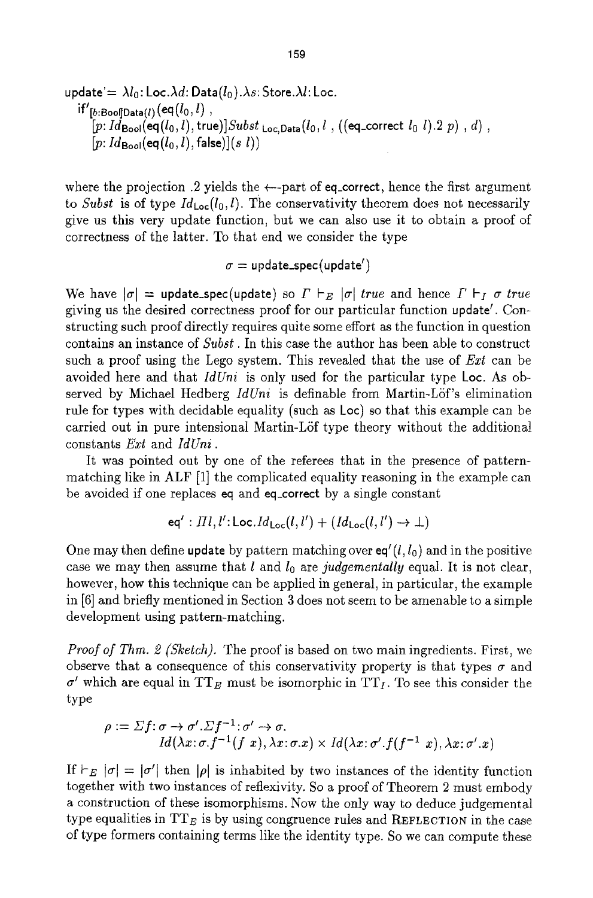$$
\begin{aligned}
&\mathsf{update}' = \lambda l_0{:}\,\mathsf{Loc}.\lambda d{:}\,\mathsf{Data}(l_0).\lambda s{:}\,\mathsf{Store}.\lambda l{:}\,\mathsf{Loc}.\\
&\quad \mathsf{if}'_{[b:\mathsf{Bool}]\mathsf{Data}(l)}(\mathsf{eq}(l_0, l)\,,\\
&\quad\quad [p{:}\,Id_{\mathsf{Bool}}(\mathsf{eq}(l_0, l), \mathsf{true})]Subst_{\,\mathsf{Loc},\mathsf{Data}}(l_0, l\,,\, ((\mathsf{eq\_correct}\ l_0\ l).2\ p)\,,\, d)\,,\\
&\quad\quad [p{:}\,Id_{\mathsf{Bool}}(\mathsf{eq}(l_0, l), \mathsf{false})](s\ l))
\end{aligned}
$$

where the projection .2 yields the $\longleftarrow$-part of $\mathsf{eq\_correct}$, hence the first argument to *Subst* is of type $Id_{\mathsf{Loc}}(l_0, l)$. The conservativity theorem does not necessarily give us this very update function, but we can also use it to obtain a proof of correctness of the latter. To that end we consider the type

$$\sigma = \mathsf{update\_spec}(\mathsf{update}')$$

We have $|\sigma| = \mathsf{update\_spec}(\mathsf{update})$ so $\Gamma \vdash_E |\sigma|$ *true* and hence $\Gamma \vdash_I \sigma$ *true* giving us the desired correctness proof for our particular function $\mathsf{update}'$. Constructing such proof directly requires quite some effort as the function in question contains an instance of *Subst*. In this case the author has been able to construct such a proof using the Lego system. This revealed that the use of *Ext* can be avoided here and that *IdUni* is only used for the particular type $\mathsf{Loc}$. As observed by Michael Hedberg *IdUni* is definable from Martin-Löf's elimination rule for types with decidable equality (such as $\mathsf{Loc}$) so that this example can be carried out in pure intensional Martin-Löf type theory without the additional constants *Ext* and *IdUni*.

It was pointed out by one of the referees that in the presence of pattern-matching like in ALF [1] the complicated equality reasoning in the example can be avoided if one replaces $\mathsf{eq}$ and $\mathsf{eq\_correct}$ by a single constant

$$\mathsf{eq}' : \Pi l, l'{:}\,\mathsf{Loc}.Id_{\mathsf{Loc}}(l, l') + (Id_{\mathsf{Loc}}(l, l') \to \bot)$$

One may then define $\mathsf{update}$ by pattern matching over $\mathsf{eq}'(l, l_0)$ and in the positive case we may then assume that $l$ and $l_0$ are *judgementally* equal. It is not clear, however, how this technique can be applied in general, in particular, the example in [6] and briefly mentioned in Section 3 does not seem to be amenable to a simple development using pattern-matching.

*Proof of Thm. 2 (Sketch).* The proof is based on two main ingredients. First, we observe that a consequence of this conservativity property is that types $\sigma$ and $\sigma'$ which are equal in $\mathrm{TT}_E$ must be isomorphic in $\mathrm{TT}_I$. To see this consider the type

$$
\begin{aligned}
\rho := \Sigma f{:}\,\sigma \to \sigma'.\Sigma f^{-1}{:}\,\sigma' \to \sigma.&\\
Id(\lambda x{:}\,\sigma.f^{-1}(f\ x), \lambda x{:}\,\sigma.x) &\times Id(\lambda x{:}\,\sigma'.f(f^{-1}\ x), \lambda x{:}\,\sigma'.x)
\end{aligned}
$$

If $\vdash_E |\sigma| = |\sigma'|$ then $|\rho|$ is inhabited by two instances of the identity function together with two instances of reflexivity. So a proof of Theorem 2 must embody a construction of these isomorphisms. Now the only way to deduce judgemental type equalities in $\mathrm{TT}_E$ is by using congruence rules and REFLECTION in the case of type formers containing terms like the identity type. So we can compute these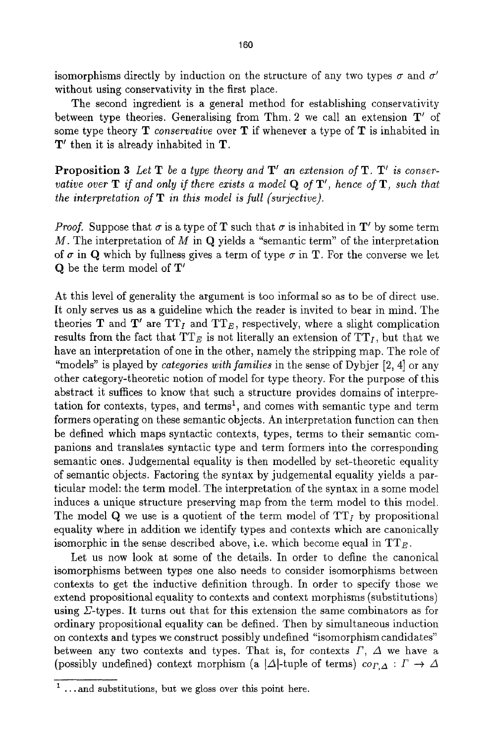isomorphisms directly by induction on the structure of any two types $\sigma$ and $\sigma'$ without using conservativity in the first place.

The second ingredient is a general method for establishing conservativity between type theories. Generalising from Thm. 2 we call an extension $\mathbf{T}'$ of some type theory $\mathbf{T}$ *conservative* over $\mathbf{T}$ if whenever a type of $\mathbf{T}$ is inhabited in $\mathbf{T}'$ then it is already inhabited in $\mathbf{T}$.

**Proposition 3** *Let* $\mathbf{T}$ *be a type theory and* $\mathbf{T}'$ *an extension of* $\mathbf{T}$. $\mathbf{T}'$ *is conservative over* $\mathbf{T}$ *if and only if there exists a model* $\mathbf{Q}$ *of* $\mathbf{T}'$*, hence of* $\mathbf{T}$*, such that the interpretation of* $\mathbf{T}$ *in this model is full (surjective).*

*Proof.* Suppose that $\sigma$ is a type of $\mathbf{T}$ such that $\sigma$ is inhabited in $\mathbf{T}'$ by some term $M$. The interpretation of $M$ in $\mathbf{Q}$ yields a "semantic term" of the interpretation of $\sigma$ in $\mathbf{Q}$ which by fullness gives a term of type $\sigma$ in $\mathbf{T}$. For the converse we let $\mathbf{Q}$ be the term model of $\mathbf{T}'$

At this level of generality the argument is too informal so as to be of direct use. It only serves us as a guideline which the reader is invited to bear in mind. The theories $\mathbf{T}$ and $\mathbf{T}'$ are $\mathrm{TT}_I$ and $\mathrm{TT}_E$, respectively, where a slight complication results from the fact that $\mathrm{TT}_E$ is not literally an extension of $\mathrm{TT}_I$, but that we have an interpretation of one in the other, namely the stripping map. The role of "models" is played by *categories with families* in the sense of Dybjer [2, 4] or any other category-theoretic notion of model for type theory. For the purpose of this abstract it suffices to know that such a structure provides domains of interpretation for contexts, types, and terms[1], and comes with semantic type and term formers operating on these semantic objects. An interpretation function can then be defined which maps syntactic contexts, types, terms to their semantic companions and translates syntactic type and term formers into the corresponding semantic ones. Judgemental equality is then modelled by set-theoretic equality of semantic objects. Factoring the syntax by judgemental equality yields a particular model: the term model. The interpretation of the syntax in a some model induces a unique structure preserving map from the term model to this model. The model $\mathbf{Q}$ we use is a quotient of the term model of $\mathrm{TT}_I$ by propositional equality where in addition we identify types and contexts which are canonically isomorphic in the sense described above, i.e. which become equal in $\mathrm{TT}_E$.

Let us now look at some of the details. In order to define the canonical isomorphisms between types one also needs to consider isomorphisms between contexts to get the inductive definition through. In order to specify those we extend propositional equality to contexts and context morphisms (substitutions) using $\Sigma$-types. It turns out that for this extension the same combinators as for ordinary propositional equality can be defined. Then by simultaneous induction on contexts and types we construct possibly undefined "isomorphism candidates" between any two contexts and types. That is, for contexts $\Gamma$, $\Delta$ we have a (possibly undefined) context morphism (a $|\Delta|$-tuple of terms) $co_{\Gamma,\Delta} : \Gamma \to \Delta$

[1] ...and substitutions, but we gloss over this point here.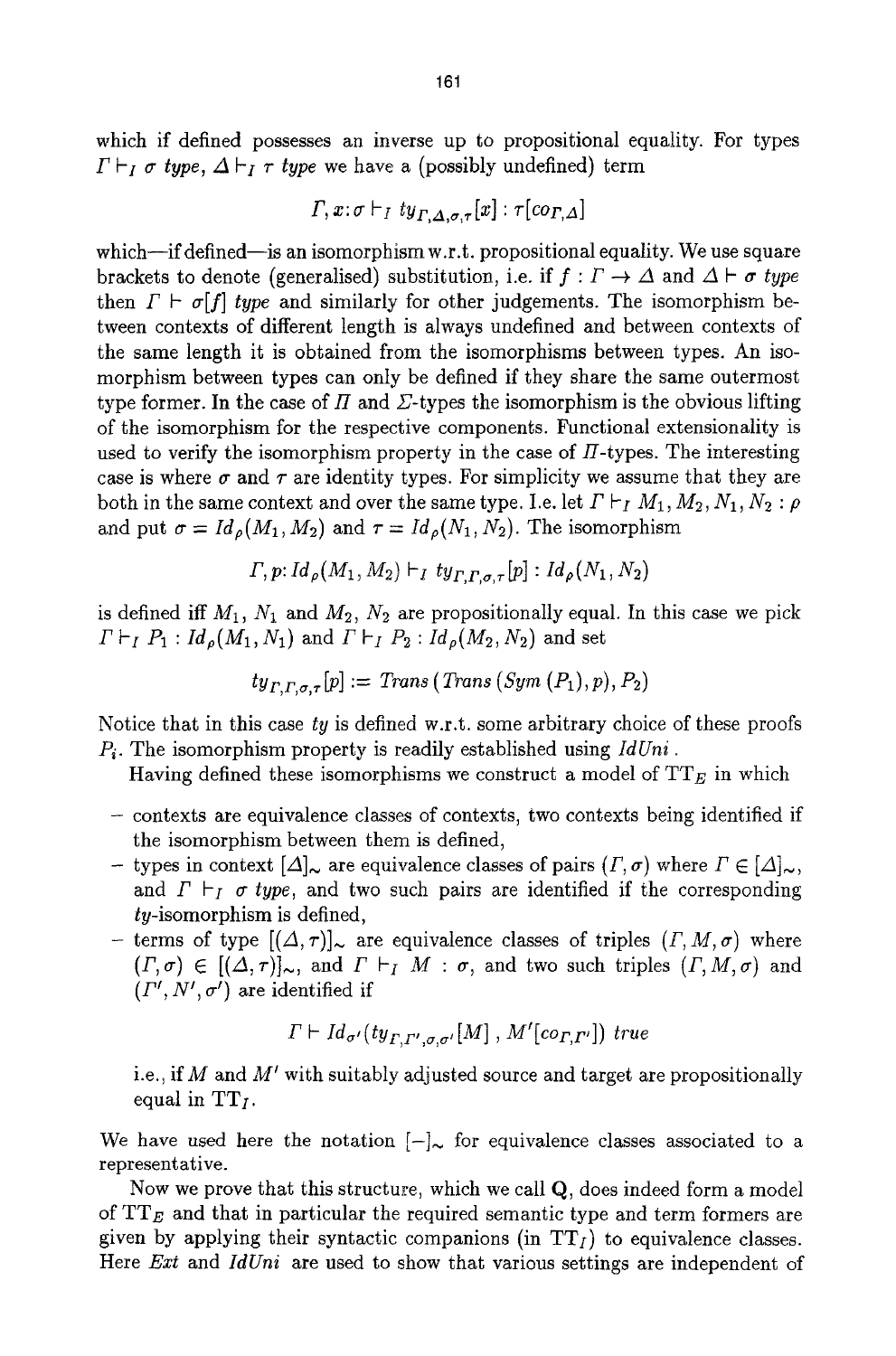which if defined possesses an inverse up to propositional equality. For types $\Gamma \vdash_I \sigma$ *type*, $\Delta \vdash_I \tau$ *type* we have a (possibly undefined) term

$$\Gamma, x{:}\sigma \vdash_I ty_{\Gamma,\Delta,\sigma,\tau}[x] : \tau[co_{\Gamma,\Delta}]$$

which—if defined—is an isomorphism w.r.t. propositional equality. We use square brackets to denote (generalised) substitution, i.e. if $f : \Gamma \to \Delta$ and $\Delta \vdash \sigma$ *type* then $\Gamma \vdash \sigma[f]$ *type* and similarly for other judgements. The isomorphism between contexts of different length is always undefined and between contexts of the same length it is obtained from the isomorphisms between types. An isomorphism between types can only be defined if they share the same outermost type former. In the case of $\Pi$ and $\Sigma$-types the isomorphism is the obvious lifting of the isomorphism for the respective components. Functional extensionality is used to verify the isomorphism property in the case of $\Pi$-types. The interesting case is where $\sigma$ and $\tau$ are identity types. For simplicity we assume that they are both in the same context and over the same type. I.e. let $\Gamma \vdash_I M_1, M_2, N_1, N_2 : \rho$ and put $\sigma = Id_\rho(M_1, M_2)$ and $\tau = Id_\rho(N_1, N_2)$. The isomorphism

$$\Gamma, p{:}\, Id_\rho(M_1, M_2) \vdash_I ty_{\Gamma,\Gamma,\sigma,\tau}[p] : Id_\rho(N_1, N_2)$$

is defined iff $M_1$, $N_1$ and $M_2$, $N_2$ are propositionally equal. In this case we pick $\Gamma \vdash_I P_1 : Id_\rho(M_1, N_1)$ and $\Gamma \vdash_I P_2 : Id_\rho(M_2, N_2)$ and set

$$ty_{\Gamma,\Gamma,\sigma,\tau}[p] := \mathit{Trans}\,(\mathit{Trans}\,(\mathit{Sym}\,(P_1), p), P_2)$$

Notice that in this case $ty$ is defined w.r.t. some arbitrary choice of these proofs $P_i$. The isomorphism property is readily established using *IdUni*.

Having defined these isomorphisms we construct a model of $\mathrm{TT}_E$ in which

- contexts are equivalence classes of contexts, two contexts being identified if the isomorphism between them is defined,
- types in context $[\Delta]_\sim$ are equivalence classes of pairs $(\Gamma, \sigma)$ where $\Gamma \in [\Delta]_\sim$, and $\Gamma \vdash_I \sigma$ *type*, and two such pairs are identified if the corresponding $ty$-isomorphism is defined,
- terms of type $[(\Delta, \tau)]_\sim$ are equivalence classes of triples $(\Gamma, M, \sigma)$ where $(\Gamma, \sigma) \in [(\Delta, \tau)]_\sim$, and $\Gamma \vdash_I M : \sigma$, and two such triples $(\Gamma, M, \sigma)$ and $(\Gamma', N', \sigma')$ are identified if

$$\Gamma \vdash Id_{\sigma'}(ty_{\Gamma,\Gamma',\sigma,\sigma'}[M]\,,\, M'[co_{\Gamma,\Gamma'}])\ \mathit{true}$$

i.e., if $M$ and $M'$ with suitably adjusted source and target are propositionally equal in $\mathrm{TT}_I$.

We have used here the notation $[-]_\sim$ for equivalence classes associated to a representative.

Now we prove that this structure, which we call **Q**, does indeed form a model of $\mathrm{TT}_E$ and that in particular the required semantic type and term formers are given by applying their syntactic companions (in $\mathrm{TT}_I$) to equivalence classes. Here *Ext* and *IdUni* are used to show that various settings are independent of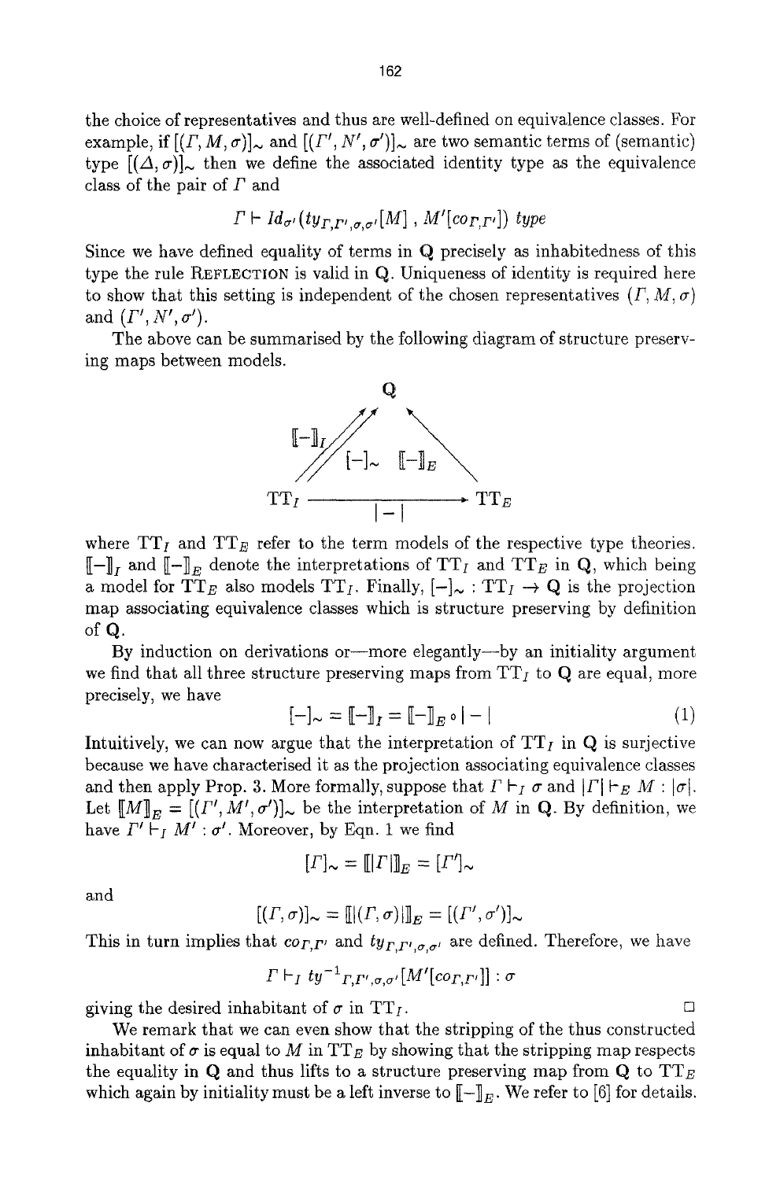the choice of representatives and thus are well-defined on equivalence classes. For example, if $[(\Gamma, M, \sigma)]_\sim$ and $[(\Gamma', N', \sigma')]_\sim$ are two semantic terms of (semantic) type $[(\Delta, \sigma)]_\sim$ then we define the associated identity type as the equivalence class of the pair of $\Gamma$ and

$$\Gamma \vdash Id_{\sigma'}(ty_{\Gamma,\Gamma',\sigma,\sigma'}[M]\ ,\ M'[co_{\Gamma,\Gamma'}])\ type$$

Since we have defined equality of terms in $\mathbf{Q}$ precisely as inhabitedness of this type the rule REFLECTION is valid in $\mathbf{Q}$. Uniqueness of identity is required here to show that this setting is independent of the chosen representatives $(\Gamma, M, \sigma)$ and $(\Gamma', N', \sigma')$.

The above can be summarised by the following diagram of structure preserving maps between models.

$$\begin{array}{ccc} & \mathbf{Q} & \\ [\![-]\!]_I \nearrow\!\!\nearrow & [-]_\sim \quad [\![-]\!]_E & \nwarrow \\ \mathrm{TT}_I & \xrightarrow{\quad |-| \quad} & \mathrm{TT}_E \end{array}$$

where $\mathrm{TT}_I$ and $\mathrm{TT}_E$ refer to the term models of the respective type theories. $[\![-]\!]_I$ and $[\![-]\!]_E$ denote the interpretations of $\mathrm{TT}_I$ and $\mathrm{TT}_E$ in $\mathbf{Q}$, which being a model for $\mathrm{TT}_E$ also models $\mathrm{TT}_I$. Finally, $[-]_\sim : \mathrm{TT}_I \to \mathbf{Q}$ is the projection map associating equivalence classes which is structure preserving by definition of $\mathbf{Q}$.

By induction on derivations or—more elegantly—by an initiality argument we find that all three structure preserving maps from $\mathrm{TT}_I$ to $\mathbf{Q}$ are equal, more precisely, we have

$$[-]_\sim = [\![-]\!]_I = [\![-]\!]_E \circ |-| \tag{1}$$

Intuitively, we can now argue that the interpretation of $\mathrm{TT}_I$ in $\mathbf{Q}$ is surjective because we have characterised it as the projection associating equivalence classes and then apply Prop. 3. More formally, suppose that $\Gamma \vdash_I \sigma$ and $|\Gamma| \vdash_E M : |\sigma|$. Let $[\![M]\!]_E = [(\Gamma', M', \sigma')]_\sim$ be the interpretation of $M$ in $\mathbf{Q}$. By definition, we have $\Gamma' \vdash_I M' : \sigma'$. Moreover, by Eqn. 1 we find

$$[\Gamma]_\sim = [\![|\Gamma|]\!]_E = [\Gamma']_\sim$$

and

$$[(\Gamma, \sigma)]_\sim = [\![|(\Gamma, \sigma)|]\!]_E = [(\Gamma', \sigma')]_\sim$$

This in turn implies that $co_{\Gamma,\Gamma'}$ and $ty_{\Gamma,\Gamma',\sigma,\sigma'}$ are defined. Therefore, we have

$$\Gamma \vdash_I ty^{-1}{}_{\Gamma,\Gamma',\sigma,\sigma'}[M'[co_{\Gamma,\Gamma'}]] : \sigma$$

giving the desired inhabitant of $\sigma$ in $\mathrm{TT}_I$. □

We remark that we can even show that the stripping of the thus constructed inhabitant of $\sigma$ is equal to $M$ in $\mathrm{TT}_E$ by showing that the stripping map respects the equality in $\mathbf{Q}$ and thus lifts to a structure preserving map from $\mathbf{Q}$ to $\mathrm{TT}_E$ which again by initiality must be a left inverse to $[\![-]\!]_E$. We refer to [6] for details.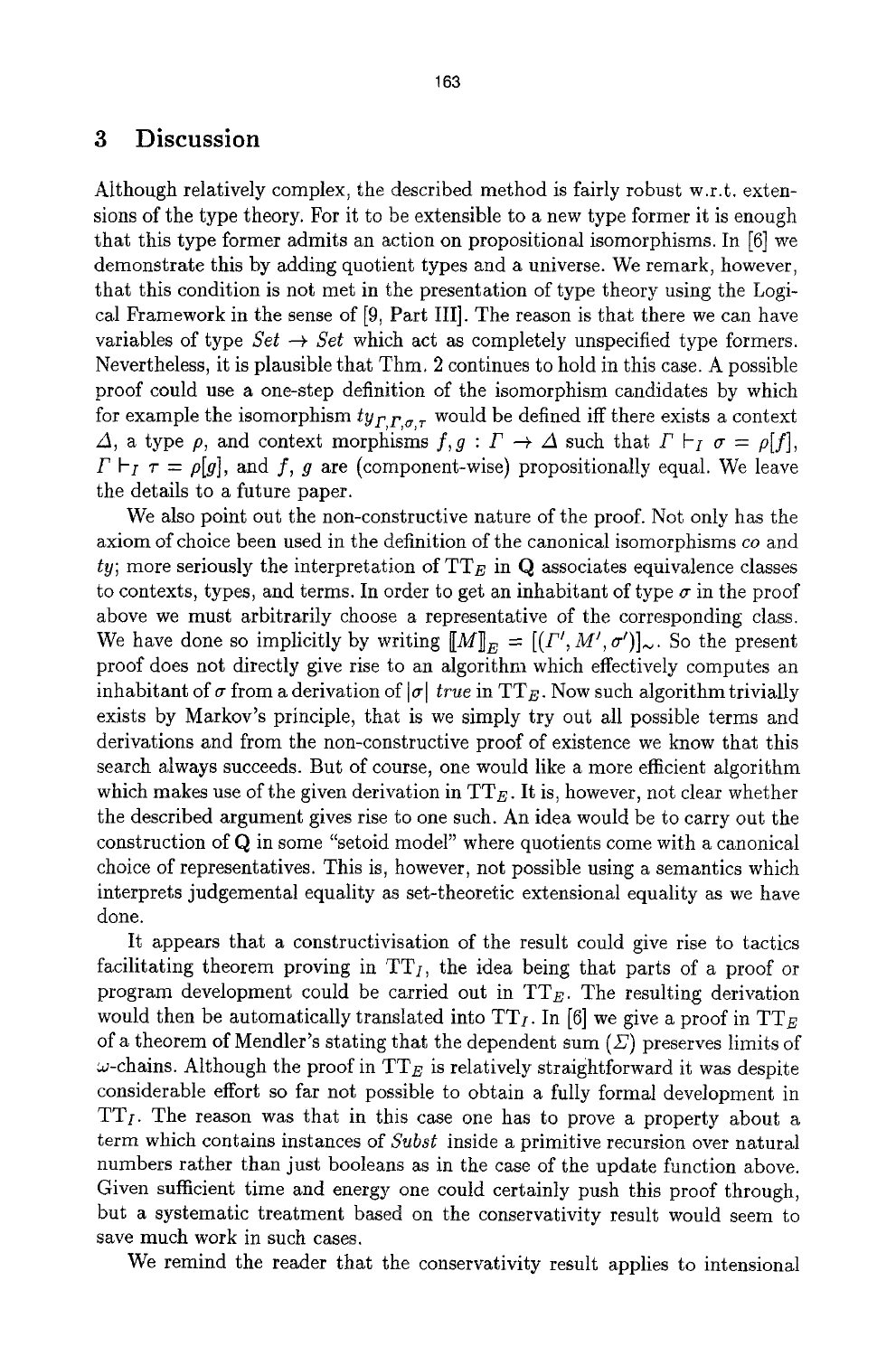## 3 Discussion

Although relatively complex, the described method is fairly robust w.r.t. extensions of the type theory. For it to be extensible to a new type former it is enough that this type former admits an action on propositional isomorphisms. In [6] we demonstrate this by adding quotient types and a universe. We remark, however, that this condition is not met in the presentation of type theory using the Logical Framework in the sense of [9, Part III]. The reason is that there we can have variables of type $Set \to Set$ which act as completely unspecified type formers. Nevertheless, it is plausible that Thm. 2 continues to hold in this case. A possible proof could use a one-step definition of the isomorphism candidates by which for example the isomorphism $ty_{\Gamma,\Gamma,\sigma,\tau}$ would be defined iff there exists a context $\Delta$, a type $\rho$, and context morphisms $f, g : \Gamma \to \Delta$ such that $\Gamma \vdash_I \sigma = \rho[f]$, $\Gamma \vdash_I \tau = \rho[g]$, and $f$, $g$ are (component-wise) propositionally equal. We leave the details to a future paper.

We also point out the non-constructive nature of the proof. Not only has the axiom of choice been used in the definition of the canonical isomorphisms *co* and *ty*; more seriously the interpretation of $\mathrm{TT}_E$ in $\mathbf{Q}$ associates equivalence classes to contexts, types, and terms. In order to get an inhabitant of type $\sigma$ in the proof above we must arbitrarily choose a representative of the corresponding class. We have done so implicitly by writing $[\![M]\!]_E = [(\Gamma', M', \sigma')]_\sim$. So the present proof does not directly give rise to an algorithm which effectively computes an inhabitant of $\sigma$ from a derivation of $|\sigma|$ *true* in $\mathrm{TT}_E$. Now such algorithm trivially exists by Markov's principle, that is we simply try out all possible terms and derivations and from the non-constructive proof of existence we know that this search always succeeds. But of course, one would like a more efficient algorithm which makes use of the given derivation in $\mathrm{TT}_E$. It is, however, not clear whether the described argument gives rise to one such. An idea would be to carry out the construction of $\mathbf{Q}$ in some "setoid model" where quotients come with a canonical choice of representatives. This is, however, not possible using a semantics which interprets judgemental equality as set-theoretic extensional equality as we have done.

It appears that a constructivisation of the result could give rise to tactics facilitating theorem proving in $\mathrm{TT}_I$, the idea being that parts of a proof or program development could be carried out in $\mathrm{TT}_E$. The resulting derivation would then be automatically translated into $\mathrm{TT}_I$. In [6] we give a proof in $\mathrm{TT}_E$ of a theorem of Mendler's stating that the dependent sum ($\Sigma$) preserves limits of $\omega$-chains. Although the proof in $\mathrm{TT}_E$ is relatively straightforward it was despite considerable effort so far not possible to obtain a fully formal development in $\mathrm{TT}_I$. The reason was that in this case one has to prove a property about a term which contains instances of *Subst* inside a primitive recursion over natural numbers rather than just booleans as in the case of the update function above. Given sufficient time and energy one could certainly push this proof through, but a systematic treatment based on the conservativity result would seem to save much work in such cases.

We remind the reader that the conservativity result applies to intensional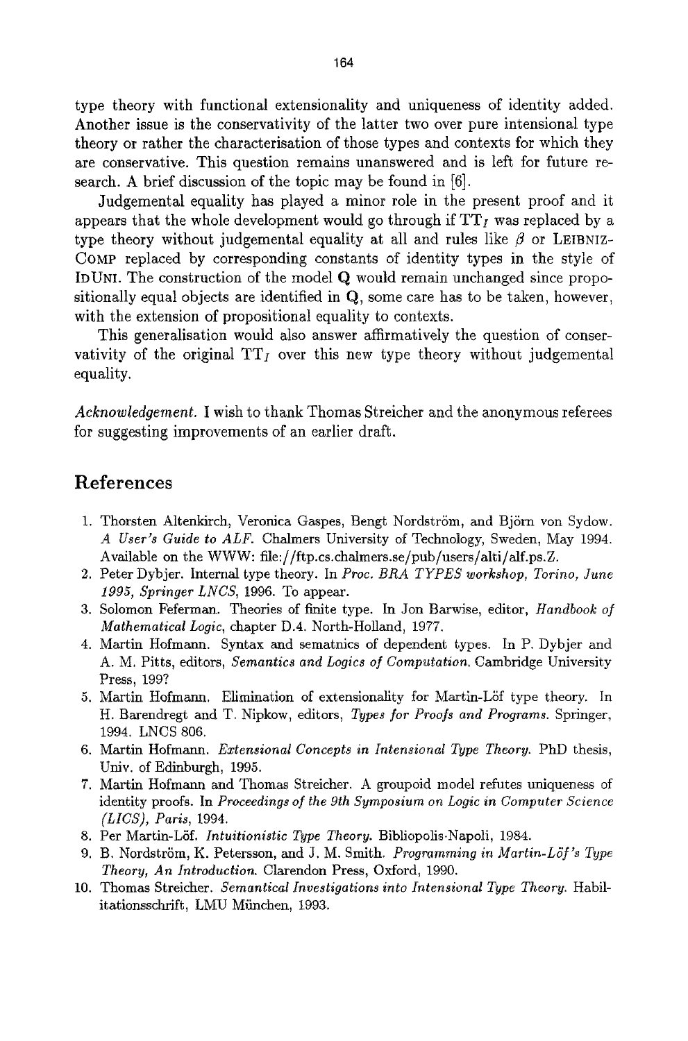type theory with functional extensionality and uniqueness of identity added. Another issue is the conservativity of the latter two over pure intensional type theory or rather the characterisation of those types and contexts for which they are conservative. This question remains unanswered and is left for future research. A brief discussion of the topic may be found in [6].

Judgemental equality has played a minor role in the present proof and it appears that the whole development would go through if $\mathrm{TT}_I$ was replaced by a type theory without judgemental equality at all and rules like $\beta$ or LEIBNIZ-COMP replaced by corresponding constants of identity types in the style of IDUNI. The construction of the model $\mathbf{Q}$ would remain unchanged since propositionally equal objects are identified in $\mathbf{Q}$, some care has to be taken, however, with the extension of propositional equality to contexts.

This generalisation would also answer affirmatively the question of conservativity of the original $\mathrm{TT}_I$ over this new type theory without judgemental equality.

*Acknowledgement.* I wish to thank Thomas Streicher and the anonymous referees for suggesting improvements of an earlier draft.

## References

1. Thorsten Altenkirch, Veronica Gaspes, Bengt Nordström, and Björn von Sydow. *A User's Guide to ALF.* Chalmers University of Technology, Sweden, May 1994. Available on the WWW: file://ftp.cs.chalmers.se/pub/users/alti/alf.ps.Z.
2. Peter Dybjer. Internal type theory. In *Proc. BRA TYPES workshop, Torino, June 1995, Springer LNCS*, 1996. To appear.
3. Solomon Feferman. Theories of finite type. In Jon Barwise, editor, *Handbook of Mathematical Logic*, chapter D.4. North-Holland, 1977.
4. Martin Hofmann. Syntax and semantics of dependent types. In P. Dybjer and A. M. Pitts, editors, *Semantics and Logics of Computation.* Cambridge University Press, 199?
5. Martin Hofmann. Elimination of extensionality for Martin-Löf type theory. In H. Barendregt and T. Nipkow, editors, *Types for Proofs and Programs.* Springer, 1994. LNCS 806.
6. Martin Hofmann. *Extensional Concepts in Intensional Type Theory.* PhD thesis, Univ. of Edinburgh, 1995.
7. Martin Hofmann and Thomas Streicher. A groupoid model refutes uniqueness of identity proofs. In *Proceedings of the 9th Symposium on Logic in Computer Science (LICS), Paris*, 1994.
8. Per Martin-Löf. *Intuitionistic Type Theory.* Bibliopolis·Napoli, 1984.
9. B. Nordström, K. Petersson, and J. M. Smith. *Programming in Martin-Löf's Type Theory, An Introduction.* Clarendon Press, Oxford, 1990.
10. Thomas Streicher. *Semantical Investigations into Intensional Type Theory.* Habilitationsschrift, LMU München, 1993.